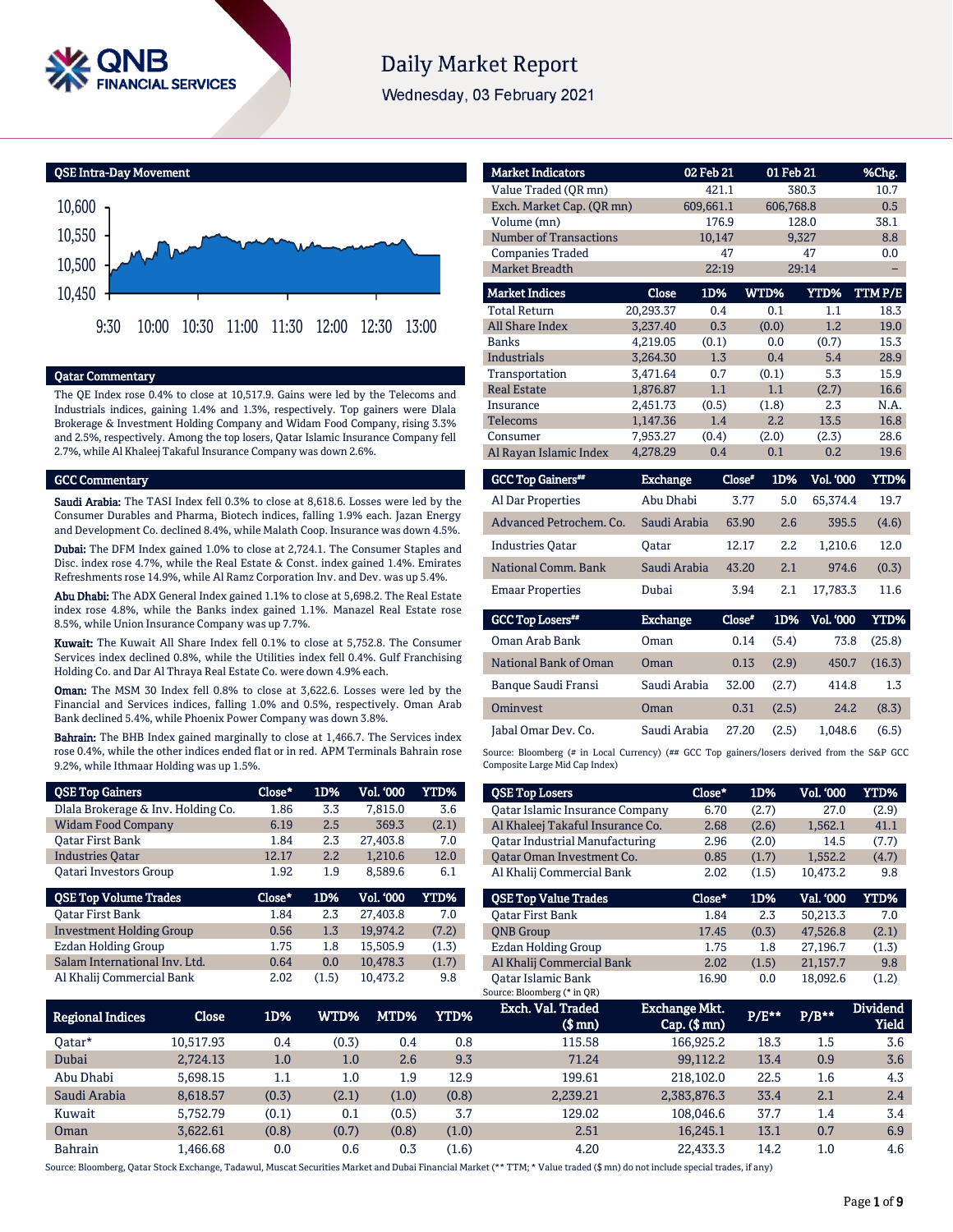# Daily Market Report

Wednesday, 03 February 2021

## QSE Intra-Day Movement

## Qatar Commentary

The QE Index rose 0.4% to close at 10,517.9. Gains were led by the Telecoms and Industrials indices, gaining 1.4% and 1.3%, respectively. Top gainers were Dlala Brokerage & Investment Holding Company and Widam Food Company, rising 3.3% and 2.5%, respectively. Among the top losers, Qatar Islamic Insurance Company fell 2.7%, while Al Khaleej Takaful Insurance Company was down 2.6%.

## GCC Commentary

**Saudi Arabia:** The TASI Index fell 0.3% to close at 8,618.6. Losses were led by the Consumer Durables and Pharma, Biotech indices, falling 1.9% each. Jazan Energy and Development Co. declined 8.4%, while Malath Coop. Insurance was down 4.5%.

**Dubai:** The DFM Index gained 1.0% to close at 2,724.1. The Consumer Staples and Disc. index rose 4.7%, while the Real Estate & Const. index gained 1.4%. Emirates Refreshments rose 14.9%, while Al Ramz Corporation Inv. and Dev. was up 5.4%.

**Abu Dhabi:** The ADX General Index gained 1.1% to close at 5,698.2. The Real Estate index rose 4.8%, while the Banks index gained 1.1%. Manazel Real Estate rose 8.5%, while Union Insurance Company was up 7.7%.

**Kuwait:** The Kuwait All Share Index fell 0.1% to close at 5,752.8. The Consumer Services index declined 0.8%, while the Utilities index fell 0.4%. Gulf Franchising Holding Co. and Dar Al Thraya Real Estate Co. were down 4.9% each.

**Oman:** The MSM 30 Index fell 0.8% to close at 3,622.6. Losses were led by the Financial and Services indices, falling 1.0% and 0.5%, respectively. Oman Arab Bank declined 5.4%, while Phoenix Power Company was down 3.8%.

**Bahrain:** The BHB Index gained marginally to close at 1,466.7. The Services index rose 0.4%, while the other indices ended flat or in red. APM Terminals Bahrain rose 9.2%, while Ithmaar Holding was up 1.5%.

| Market Indicators | 02 Feb 21 | 01 Feb 21 | %Chg. |
|---|---|---|---|
| Value Traded (QR mn) | 421.1 | 380.3 | 10.7 |
| Exch. Market Cap. (QR mn) | 609,661.1 | 606,768.8 | 0.5 |
| Volume (mn) | 176.9 | 128.0 | 38.1 |
| Number of Transactions | 10,147 | 9,327 | 8.8 |
| Companies Traded | 47 | 47 | 0.0 |
| Market Breadth | 22:19 | 29:14 | – |

| Market Indices | Close | 1D% | WTD% | YTD% | TTM P/E |
|---|---|---|---|---|---|
| Total Return | 20,293.37 | 0.4 | 0.1 | 1.1 | 18.3 |
| All Share Index | 3,237.40 | 0.3 | (0.0) | 1.2 | 19.0 |
| Banks | 4,219.05 | (0.1) | 0.0 | (0.7) | 15.3 |
| Industrials | 3,264.30 | 1.3 | 0.4 | 5.4 | 28.9 |
| Transportation | 3,471.64 | 0.7 | (0.1) | 5.3 | 15.9 |
| Real Estate | 1,876.87 | 1.1 | 1.1 | (2.7) | 16.6 |
| Insurance | 2,451.73 | (0.5) | (1.8) | 2.3 | N.A. |
| Telecoms | 1,147.36 | 1.4 | 2.2 | 13.5 | 16.8 |
| Consumer | 7,953.27 | (0.4) | (2.0) | (2.3) | 28.6 |
| Al Rayan Islamic Index | 4,278.29 | 0.4 | 0.1 | 0.2 | 19.6 |

| GCC Top Gainers## | Exchange | Close# | 1D% | Vol. '000 | YTD% |
|---|---|---|---|---|---|
| Al Dar Properties | Abu Dhabi | 3.77 | 5.0 | 65,374.4 | 19.7 |
| Advanced Petrochem. Co. | Saudi Arabia | 63.90 | 2.6 | 395.5 | (4.6) |
| Industries Qatar | Qatar | 12.17 | 2.2 | 1,210.6 | 12.0 |
| National Comm. Bank | Saudi Arabia | 43.20 | 2.1 | 974.6 | (0.3) |
| Emaar Properties | Dubai | 3.94 | 2.1 | 17,783.3 | 11.6 |

| GCC Top Losers## | Exchange | Close# | 1D% | Vol. '000 | YTD% |
|---|---|---|---|---|---|
| Oman Arab Bank | Oman | 0.14 | (5.4) | 73.8 | (25.8) |
| National Bank of Oman | Oman | 0.13 | (2.9) | 450.7 | (16.3) |
| Banque Saudi Fransi | Saudi Arabia | 32.00 | (2.7) | 414.8 | 1.3 |
| Ominvest | Oman | 0.31 | (2.5) | 24.2 | (8.3) |
| Jabal Omar Dev. Co. | Saudi Arabia | 27.20 | (2.5) | 1,048.6 | (6.5) |

Source: Bloomberg (# in Local Currency) (## GCC Top gainers/losers derived from the S&P GCC Composite Large Mid Cap Index)

| QSE Top Gainers | Close* | 1D% | Vol. '000 | YTD% |
|---|---|---|---|---|
| Dlala Brokerage & Inv. Holding Co. | 1.86 | 3.3 | 7,815.0 | 3.6 |
| Widam Food Company | 6.19 | 2.5 | 369.3 | (2.1) |
| Qatar First Bank | 1.84 | 2.3 | 27,403.8 | 7.0 |
| Industries Qatar | 12.17 | 2.2 | 1,210.6 | 12.0 |
| Qatari Investors Group | 1.92 | 1.9 | 8,589.6 | 6.1 |

| QSE Top Volume Trades | Close* | 1D% | Vol. '000 | YTD% |
|---|---|---|---|---|
| Qatar First Bank | 1.84 | 2.3 | 27,403.8 | 7.0 |
| Investment Holding Group | 0.56 | 1.3 | 19,974.2 | (7.2) |
| Ezdan Holding Group | 1.75 | 1.8 | 15,505.9 | (1.3) |
| Salam International Inv. Ltd. | 0.64 | 0.0 | 10,478.3 | (1.7) |
| Al Khalij Commercial Bank | 2.02 | (1.5) | 10,473.2 | 9.8 |

| QSE Top Losers | Close* | 1D% | Vol. '000 | YTD% |
|---|---|---|---|---|
| Qatar Islamic Insurance Company | 6.70 | (2.7) | 27.0 | (2.9) |
| Al Khaleej Takaful Insurance Co. | 2.68 | (2.6) | 1,562.1 | 41.1 |
| Qatar Industrial Manufacturing | 2.96 | (2.0) | 14.5 | (7.7) |
| Qatar Oman Investment Co. | 0.85 | (1.7) | 1,552.2 | (4.7) |
| Al Khalij Commercial Bank | 2.02 | (1.5) | 10,473.2 | 9.8 |

| QSE Top Value Trades | Close* | 1D% | Val. '000 | YTD% |
|---|---|---|---|---|
| Qatar First Bank | 1.84 | 2.3 | 50,213.3 | 7.0 |
| QNB Group | 17.45 | (0.3) | 47,526.8 | (2.1) |
| Ezdan Holding Group | 1.75 | 1.8 | 27,196.7 | (1.3) |
| Al Khalij Commercial Bank | 2.02 | (1.5) | 21,157.7 | 9.8 |
| Qatar Islamic Bank | 16.90 | 0.0 | 18,092.6 | (1.2) |

Source: Bloomberg (* in QR)

| Regional Indices | Close | 1D% | WTD% | MTD% | YTD% | Exch. Val. Traded ($ mn) | Exchange Mkt. Cap. ($ mn) | P/E** | P/B** | Dividend Yield |
|---|---|---|---|---|---|---|---|---|---|---|
| Qatar* | 10,517.93 | 0.4 | (0.3) | 0.4 | 0.8 | 115.58 | 166,925.2 | 18.3 | 1.5 | 3.6 |
| Dubai | 2,724.13 | 1.0 | 1.0 | 2.6 | 9.3 | 71.24 | 99,112.2 | 13.4 | 0.9 | 3.6 |
| Abu Dhabi | 5,698.15 | 1.1 | 1.0 | 1.9 | 12.9 | 199.61 | 218,102.0 | 22.5 | 1.6 | 4.3 |
| Saudi Arabia | 8,618.57 | (0.3) | (2.1) | (1.0) | (0.8) | 2,239.21 | 2,383,876.3 | 33.4 | 2.1 | 2.4 |
| Kuwait | 5,752.79 | (0.1) | 0.1 | (0.5) | 3.7 | 129.02 | 108,046.6 | 37.7 | 1.4 | 3.4 |
| Oman | 3,622.61 | (0.8) | (0.7) | (0.8) | (1.0) | 2.51 | 16,245.1 | 13.1 | 0.7 | 6.9 |
| Bahrain | 1,466.68 | 0.0 | 0.6 | 0.3 | (1.6) | 4.20 | 22,433.3 | 14.2 | 1.0 | 4.6 |

Source: Bloomberg, Qatar Stock Exchange, Tadawul, Muscat Securities Market and Dubai Financial Market (** TTM; * Value traded ($ mn) do not include special trades, if any)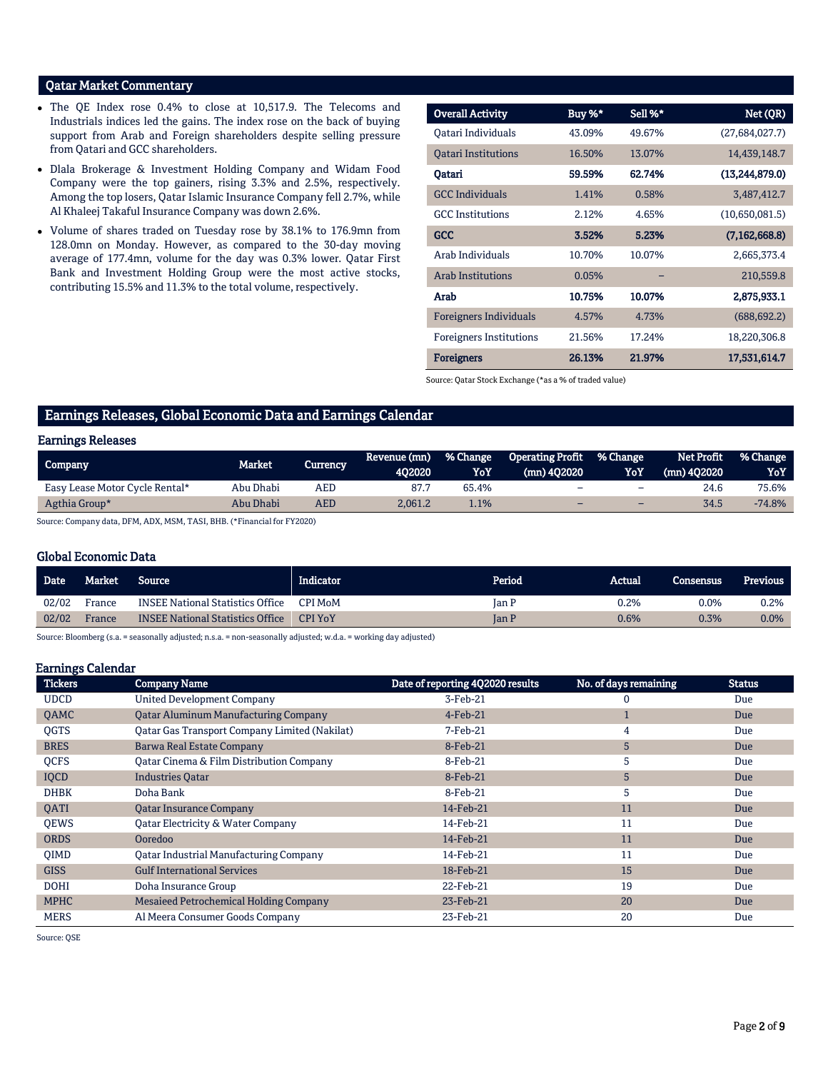## Qatar Market Commentary

- The QE Index rose 0.4% to close at 10,517.9. The Telecoms and Industrials indices led the gains. The index rose on the back of buying support from Arab and Foreign shareholders despite selling pressure from Qatari and GCC shareholders.
- Dlala Brokerage & Investment Holding Company and Widam Food Company were the top gainers, rising 3.3% and 2.5%, respectively. Among the top losers, Qatar Islamic Insurance Company fell 2.7%, while Al Khaleej Takaful Insurance Company was down 2.6%.
- Volume of shares traded on Tuesday rose by 38.1% to 176.9mn from 128.0mn on Monday. However, as compared to the 30-day moving average of 177.4mn, volume for the day was 0.3% lower. Qatar First Bank and Investment Holding Group were the most active stocks, contributing 15.5% and 11.3% to the total volume, respectively.

| Overall Activity | Buy %* | Sell %* | Net (QR) |
|---|---|---|---|
| Qatari Individuals | 43.09% | 49.67% | (27,684,027.7) |
| Qatari Institutions | 16.50% | 13.07% | 14,439,148.7 |
| **Qatari** | **59.59%** | **62.74%** | **(13,244,879.0)** |
| GCC Individuals | 1.41% | 0.58% | 3,487,412.7 |
| GCC Institutions | 2.12% | 4.65% | (10,650,081.5) |
| **GCC** | **3.52%** | **5.23%** | **(7,162,668.8)** |
| Arab Individuals | 10.70% | 10.07% | 2,665,373.4 |
| Arab Institutions | 0.05% | – | 210,559.8 |
| **Arab** | **10.75%** | **10.07%** | **2,875,933.1** |
| Foreigners Individuals | 4.57% | 4.73% | (688,692.2) |
| Foreigners Institutions | 21.56% | 17.24% | 18,220,306.8 |
| **Foreigners** | **26.13%** | **21.97%** | **17,531,614.7** |

Source: Qatar Stock Exchange (*as a % of traded value)

## Earnings Releases, Global Economic Data and Earnings Calendar

### Earnings Releases

| Company | Market | Currency | Revenue (mn) 4Q2020 | % Change YoY | Operating Profit (mn) 4Q2020 | % Change YoY | Net Profit (mn) 4Q2020 | % Change YoY |
|---|---|---|---|---|---|---|---|---|
| Easy Lease Motor Cycle Rental* | Abu Dhabi | AED | 87.7 | 65.4% | – | – | 24.6 | 75.6% |
| Agthia Group* | Abu Dhabi | AED | 2,061.2 | 1.1% | – | – | 34.5 | -74.8% |

Source: Company data, DFM, ADX, MSM, TASI, BHB. (*Financial for FY2020)

### Global Economic Data

| Date | Market | Source | Indicator | Period | Actual | Consensus | Previous |
|---|---|---|---|---|---|---|---|
| 02/02 | France | INSEE National Statistics Office | CPI MoM | Jan P | 0.2% | 0.0% | 0.2% |
| 02/02 | France | INSEE National Statistics Office | CPI YoY | Jan P | 0.6% | 0.3% | 0.0% |

Source: Bloomberg (s.a. = seasonally adjusted; n.s.a. = non-seasonally adjusted; w.d.a. = working day adjusted)

### Earnings Calendar

| Tickers | Company Name | Date of reporting 4Q2020 results | No. of days remaining | Status |
|---|---|---|---|---|
| UDCD | United Development Company | 3-Feb-21 | 0 | Due |
| QAMC | Qatar Aluminum Manufacturing Company | 4-Feb-21 | 1 | Due |
| QGTS | Qatar Gas Transport Company Limited (Nakilat) | 7-Feb-21 | 4 | Due |
| BRES | Barwa Real Estate Company | 8-Feb-21 | 5 | Due |
| QCFS | Qatar Cinema & Film Distribution Company | 8-Feb-21 | 5 | Due |
| IQCD | Industries Qatar | 8-Feb-21 | 5 | Due |
| DHBK | Doha Bank | 8-Feb-21 | 5 | Due |
| QATI | Qatar Insurance Company | 14-Feb-21 | 11 | Due |
| QEWS | Qatar Electricity & Water Company | 14-Feb-21 | 11 | Due |
| ORDS | Ooredoo | 14-Feb-21 | 11 | Due |
| QIMD | Qatar Industrial Manufacturing Company | 14-Feb-21 | 11 | Due |
| GISS | Gulf International Services | 18-Feb-21 | 15 | Due |
| DOHI | Doha Insurance Group | 22-Feb-21 | 19 | Due |
| MPHC | Mesaieed Petrochemical Holding Company | 23-Feb-21 | 20 | Due |
| MERS | Al Meera Consumer Goods Company | 23-Feb-21 | 20 | Due |

Source: QSE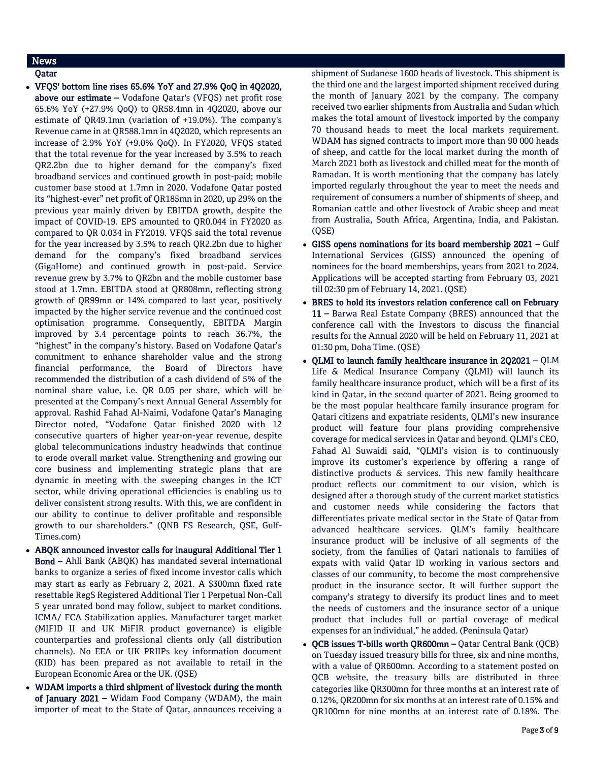## News

### Qatar

- **VFQS' bottom line rises 65.6% YoY and 27.9% QoQ in 4Q2020, above our estimate –** Vodafone Qatar's (VFQS) net profit rose 65.6% YoY (+27.9% QoQ) to QR58.4mn in 4Q2020, above our estimate of QR49.1mn (variation of +19.0%). The company's Revenue came in at QR588.1mn in 4Q2020, which represents an increase of 2.9% YoY (+9.0% QoQ). In FY2020, VFQS stated that the total revenue for the year increased by 3.5% to reach QR2.2bn due to higher demand for the company's fixed broadband services and continued growth in post-paid; mobile customer base stood at 1.7mn in 2020. Vodafone Qatar posted its "highest-ever" net profit of QR185mn in 2020, up 29% on the previous year mainly driven by EBITDA growth, despite the impact of COVID-19. EPS amounted to QR0.044 in FY2020 as compared to QR 0.034 in FY2019. VFQS said the total revenue for the year increased by 3.5% to reach QR2.2bn due to higher demand for the company's fixed broadband services (GigaHome) and continued growth in post-paid. Service revenue grew by 3.7% to QR2bn and the mobile customer base stood at 1.7mn. EBITDA stood at QR808mn, reflecting strong growth of QR99mn or 14% compared to last year, positively impacted by the higher service revenue and the continued cost optimisation programme. Consequently, EBITDA Margin improved by 3.4 percentage points to reach 36.7%, the "highest" in the company's history. Based on Vodafone Qatar's commitment to enhance shareholder value and the strong financial performance, the Board of Directors have recommended the distribution of a cash dividend of 5% of the nominal share value, i.e. QR 0.05 per share, which will be presented at the Company's next Annual General Assembly for approval. Rashid Fahad Al-Naimi, Vodafone Qatar's Managing Director noted, "Vodafone Qatar finished 2020 with 12 consecutive quarters of higher year-on-year revenue, despite global telecommunications industry headwinds that continue to erode overall market value. Strengthening and growing our core business and implementing strategic plans that are dynamic in meeting with the sweeping changes in the ICT sector, while driving operational efficiencies is enabling us to deliver consistent strong results. With this, we are confident in our ability to continue to deliver profitable and responsible growth to our shareholders." (QNB FS Research, QSE, Gulf-Times.com)
- **ABQK announced investor calls for inaugural Additional Tier 1 Bond –** Ahli Bank (ABQK) has mandated several international banks to organize a series of fixed income investor calls which may start as early as February 2, 2021. A $300mn fixed rate resettable RegS Registered Additional Tier 1 Perpetual Non-Call 5 year unrated bond may follow, subject to market conditions. ICMA/ FCA Stabilization applies. Manufacturer target market (MIFID II and UK MiFIR product governance) is eligible counterparties and professional clients only (all distribution channels). No EEA or UK PRIIPs key information document (KID) has been prepared as not available to retail in the European Economic Area or the UK. (QSE)
- **WDAM imports a third shipment of livestock during the month of January 2021 –** Widam Food Company (WDAM), the main importer of meat to the State of Qatar, announces receiving a shipment of Sudanese 1600 heads of livestock. This shipment is the third one and the largest imported shipment received during the month of January 2021 by the company. The company received two earlier shipments from Australia and Sudan which makes the total amount of livestock imported by the company 70 thousand heads to meet the local markets requirement. WDAM has signed contracts to import more than 90 000 heads of sheep, and cattle for the local market during the month of March 2021 both as livestock and chilled meat for the month of Ramadan. It is worth mentioning that the company has lately imported regularly throughout the year to meet the needs and requirement of consumers a number of shipments of sheep, and Romanian cattle and other livestock of Arabic sheep and meat from Australia, South Africa, Argentina, India, and Pakistan. (QSE)
- **GISS opens nominations for its board membership 2021 –** Gulf International Services (GISS) announced the opening of nominees for the board memberships, years from 2021 to 2024. Applications will be accepted starting from February 03, 2021 till 02:30 pm of February 14, 2021. (QSE)
- **BRES to hold its investors relation conference call on February 11 –** Barwa Real Estate Company (BRES) announced that the conference call with the Investors to discuss the financial results for the Annual 2020 will be held on February 11, 2021 at 01:30 pm, Doha Time. (QSE)
- **QLMI to launch family healthcare insurance in 2Q2021 –** QLM Life & Medical Insurance Company (QLMI) will launch its family healthcare insurance product, which will be a first of its kind in Qatar, in the second quarter of 2021. Being groomed to be the most popular healthcare family insurance program for Qatari citizens and expatriate residents, QLMI's new insurance product will feature four plans providing comprehensive coverage for medical services in Qatar and beyond. QLMI's CEO, Fahad Al Suwaidi said, "QLMI's vision is to continuously improve its customer's experience by offering a range of distinctive products & services. This new family healthcare product reflects our commitment to our vision, which is designed after a thorough study of the current market statistics and customer needs while considering the factors that differentiates private medical sector in the State of Qatar from advanced healthcare services. QLM's family healthcare insurance product will be inclusive of all segments of the society, from the families of Qatari nationals to families of expats with valid Qatar ID working in various sectors and classes of our community, to become the most comprehensive product in the insurance sector. It will further support the company's strategy to diversify its product lines and to meet the needs of customers and the insurance sector of a unique product that includes full or partial coverage of medical expenses for an individual," he added. (Peninsula Qatar)
- **QCB issues T-bills worth QR600mn –** Qatar Central Bank (QCB) on Tuesday issued treasury bills for three, six and nine months, with a value of QR600mn. According to a statement posted on QCB website, the treasury bills are distributed in three categories like QR300mn for three months at an interest rate of 0.12%, QR200mn for six months at an interest rate of 0.15% and QR100mn for nine months at an interest rate of 0.18%. The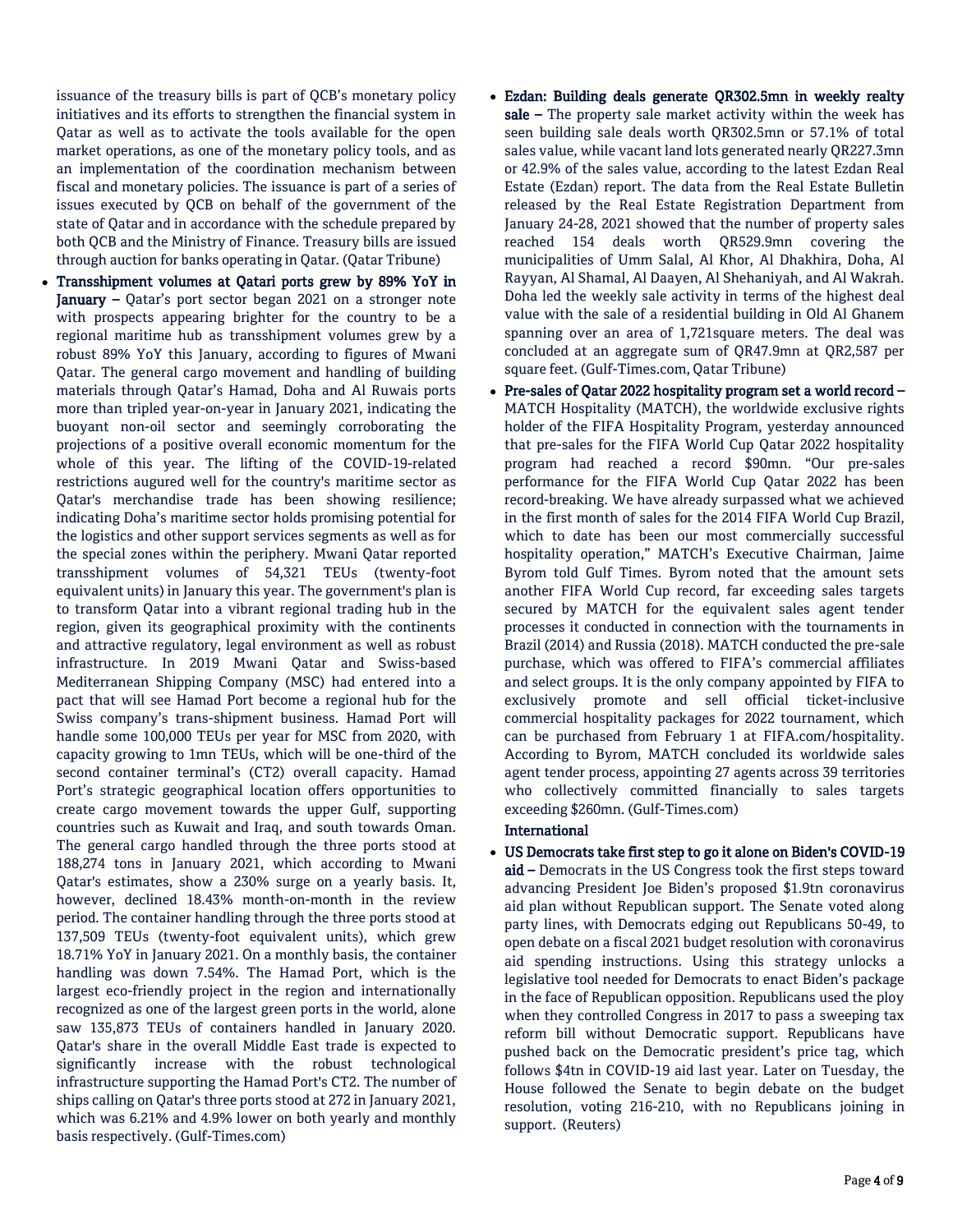issuance of the treasury bills is part of QCB's monetary policy initiatives and its efforts to strengthen the financial system in Qatar as well as to activate the tools available for the open market operations, as one of the monetary policy tools, and as an implementation of the coordination mechanism between fiscal and monetary policies. The issuance is part of a series of issues executed by QCB on behalf of the government of the state of Qatar and in accordance with the schedule prepared by both QCB and the Ministry of Finance. Treasury bills are issued through auction for banks operating in Qatar. (Qatar Tribune)

- **Transshipment volumes at Qatari ports grew by 89% YoY in January –** Qatar's port sector began 2021 on a stronger note with prospects appearing brighter for the country to be a regional maritime hub as transshipment volumes grew by a robust 89% YoY this January, according to figures of Mwani Qatar. The general cargo movement and handling of building materials through Qatar's Hamad, Doha and Al Ruwais ports more than tripled year-on-year in January 2021, indicating the buoyant non-oil sector and seemingly corroborating the projections of a positive overall economic momentum for the whole of this year. The lifting of the COVID-19-related restrictions augured well for the country's maritime sector as Qatar's merchandise trade has been showing resilience; indicating Doha's maritime sector holds promising potential for the logistics and other support services segments as well as for the special zones within the periphery. Mwani Qatar reported transshipment volumes of 54,321 TEUs (twenty-foot equivalent units) in January this year. The government's plan is to transform Qatar into a vibrant regional trading hub in the region, given its geographical proximity with the continents and attractive regulatory, legal environment as well as robust infrastructure. In 2019 Mwani Qatar and Swiss-based Mediterranean Shipping Company (MSC) had entered into a pact that will see Hamad Port become a regional hub for the Swiss company's trans-shipment business. Hamad Port will handle some 100,000 TEUs per year for MSC from 2020, with capacity growing to 1mn TEUs, which will be one-third of the second container terminal's (CT2) overall capacity. Hamad Port's strategic geographical location offers opportunities to create cargo movement towards the upper Gulf, supporting countries such as Kuwait and Iraq, and south towards Oman. The general cargo handled through the three ports stood at 188,274 tons in January 2021, which according to Mwani Qatar's estimates, show a 230% surge on a yearly basis. It, however, declined 18.43% month-on-month in the review period. The container handling through the three ports stood at 137,509 TEUs (twenty-foot equivalent units), which grew 18.71% YoY in January 2021. On a monthly basis, the container handling was down 7.54%. The Hamad Port, which is the largest eco-friendly project in the region and internationally recognized as one of the largest green ports in the world, alone saw 135,873 TEUs of containers handled in January 2020. Qatar's share in the overall Middle East trade is expected to significantly increase with the robust technological infrastructure supporting the Hamad Port's CT2. The number of ships calling on Qatar's three ports stood at 272 in January 2021, which was 6.21% and 4.9% lower on both yearly and monthly basis respectively. (Gulf-Times.com)

- **Ezdan: Building deals generate QR302.5mn in weekly realty sale –** The property sale market activity within the week has seen building sale deals worth QR302.5mn or 57.1% of total sales value, while vacant land lots generated nearly QR227.3mn or 42.9% of the sales value, according to the latest Ezdan Real Estate (Ezdan) report. The data from the Real Estate Bulletin released by the Real Estate Registration Department from January 24-28, 2021 showed that the number of property sales reached 154 deals worth QR529.9mn covering the municipalities of Umm Salal, Al Khor, Al Dhakhira, Doha, Al Rayyan, Al Shamal, Al Daayen, Al Shehaniyah, and Al Wakrah. Doha led the weekly sale activity in terms of the highest deal value with the sale of a residential building in Old Al Ghanem spanning over an area of 1,721square meters. The deal was concluded at an aggregate sum of QR47.9mn at QR2,587 per square feet. (Gulf-Times.com, Qatar Tribune)

- **Pre-sales of Qatar 2022 hospitality program set a world record –** MATCH Hospitality (MATCH), the worldwide exclusive rights holder of the FIFA Hospitality Program, yesterday announced that pre-sales for the FIFA World Cup Qatar 2022 hospitality program had reached a record $90mn. "Our pre-sales performance for the FIFA World Cup Qatar 2022 has been record-breaking. We have already surpassed what we achieved in the first month of sales for the 2014 FIFA World Cup Brazil, which to date has been our most commercially successful hospitality operation," MATCH's Executive Chairman, Jaime Byrom told Gulf Times. Byrom noted that the amount sets another FIFA World Cup record, far exceeding sales targets secured by MATCH for the equivalent sales agent tender processes it conducted in connection with the tournaments in Brazil (2014) and Russia (2018). MATCH conducted the pre-sale purchase, which was offered to FIFA's commercial affiliates and select groups. It is the only company appointed by FIFA to exclusively promote and sell official ticket-inclusive commercial hospitality packages for 2022 tournament, which can be purchased from February 1 at FIFA.com/hospitality. According to Byrom, MATCH concluded its worldwide sales agent tender process, appointing 27 agents across 39 territories who collectively committed financially to sales targets exceeding $260mn. (Gulf-Times.com)

## International

- **US Democrats take first step to go it alone on Biden's COVID-19 aid –** Democrats in the US Congress took the first steps toward advancing President Joe Biden's proposed $1.9tn coronavirus aid plan without Republican support. The Senate voted along party lines, with Democrats edging out Republicans 50-49, to open debate on a fiscal 2021 budget resolution with coronavirus aid spending instructions. Using this strategy unlocks a legislative tool needed for Democrats to enact Biden's package in the face of Republican opposition. Republicans used the ploy when they controlled Congress in 2017 to pass a sweeping tax reform bill without Democratic support. Republicans have pushed back on the Democratic president's price tag, which follows $4tn in COVID-19 aid last year. Later on Tuesday, the House followed the Senate to begin debate on the budget resolution, voting 216-210, with no Republicans joining in support. (Reuters)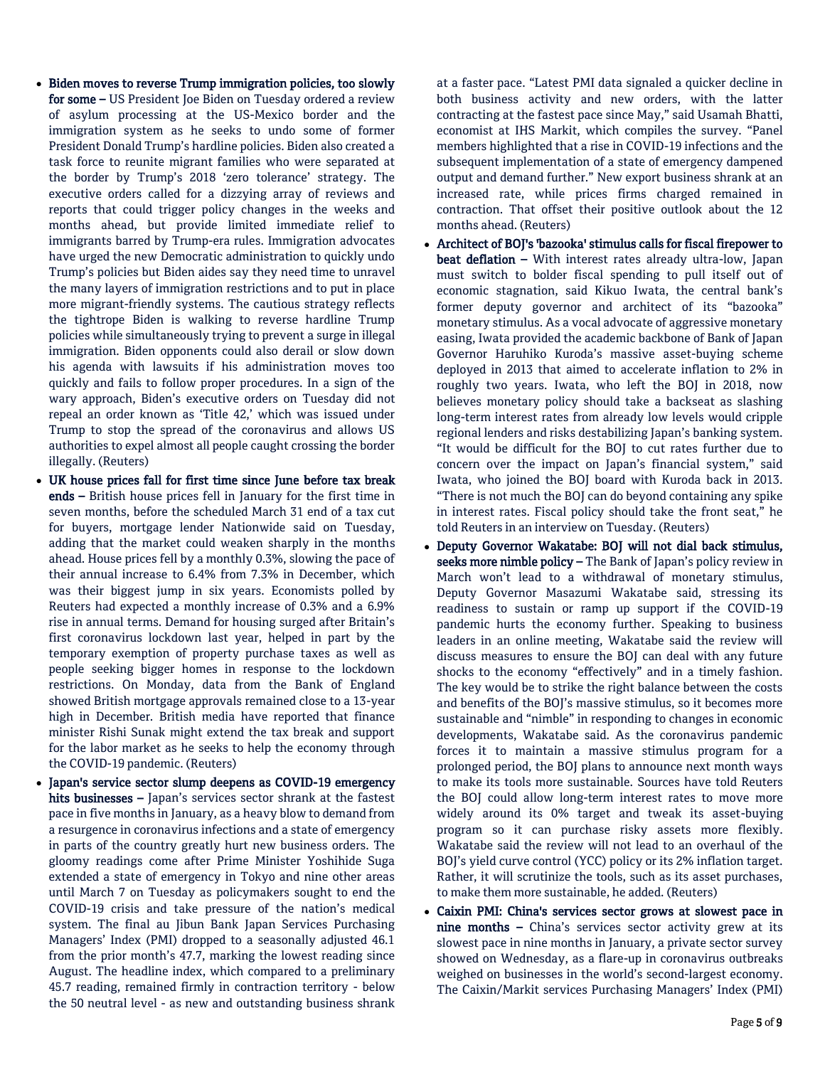- **Biden moves to reverse Trump immigration policies, too slowly for some –** US President Joe Biden on Tuesday ordered a review of asylum processing at the US-Mexico border and the immigration system as he seeks to undo some of former President Donald Trump's hardline policies. Biden also created a task force to reunite migrant families who were separated at the border by Trump's 2018 'zero tolerance' strategy. The executive orders called for a dizzying array of reviews and reports that could trigger policy changes in the weeks and months ahead, but provide limited immediate relief to immigrants barred by Trump-era rules. Immigration advocates have urged the new Democratic administration to quickly undo Trump's policies but Biden aides say they need time to unravel the many layers of immigration restrictions and to put in place more migrant-friendly systems. The cautious strategy reflects the tightrope Biden is walking to reverse hardline Trump policies while simultaneously trying to prevent a surge in illegal immigration. Biden opponents could also derail or slow down his agenda with lawsuits if his administration moves too quickly and fails to follow proper procedures. In a sign of the wary approach, Biden's executive orders on Tuesday did not repeal an order known as 'Title 42,' which was issued under Trump to stop the spread of the coronavirus and allows US authorities to expel almost all people caught crossing the border illegally. (Reuters)
- **UK house prices fall for first time since June before tax break ends –** British house prices fell in January for the first time in seven months, before the scheduled March 31 end of a tax cut for buyers, mortgage lender Nationwide said on Tuesday, adding that the market could weaken sharply in the months ahead. House prices fell by a monthly 0.3%, slowing the pace of their annual increase to 6.4% from 7.3% in December, which was their biggest jump in six years. Economists polled by Reuters had expected a monthly increase of 0.3% and a 6.9% rise in annual terms. Demand for housing surged after Britain's first coronavirus lockdown last year, helped in part by the temporary exemption of property purchase taxes as well as people seeking bigger homes in response to the lockdown restrictions. On Monday, data from the Bank of England showed British mortgage approvals remained close to a 13-year high in December. British media have reported that finance minister Rishi Sunak might extend the tax break and support for the labor market as he seeks to help the economy through the COVID-19 pandemic. (Reuters)
- **Japan's service sector slump deepens as COVID-19 emergency hits businesses –** Japan's services sector shrank at the fastest pace in five months in January, as a heavy blow to demand from a resurgence in coronavirus infections and a state of emergency in parts of the country greatly hurt new business orders. The gloomy readings come after Prime Minister Yoshihide Suga extended a state of emergency in Tokyo and nine other areas until March 7 on Tuesday as policymakers sought to end the COVID-19 crisis and take pressure of the nation's medical system. The final au Jibun Bank Japan Services Purchasing Managers' Index (PMI) dropped to a seasonally adjusted 46.1 from the prior month's 47.7, marking the lowest reading since August. The headline index, which compared to a preliminary 45.7 reading, remained firmly in contraction territory - below the 50 neutral level - as new and outstanding business shrank at a faster pace. "Latest PMI data signaled a quicker decline in both business activity and new orders, with the latter contracting at the fastest pace since May," said Usamah Bhatti, economist at IHS Markit, which compiles the survey. "Panel members highlighted that a rise in COVID-19 infections and the subsequent implementation of a state of emergency dampened output and demand further." New export business shrank at an increased rate, while prices firms charged remained in contraction. That offset their positive outlook about the 12 months ahead. (Reuters)
- **Architect of BOJ's 'bazooka' stimulus calls for fiscal firepower to beat deflation –** With interest rates already ultra-low, Japan must switch to bolder fiscal spending to pull itself out of economic stagnation, said Kikuo Iwata, the central bank's former deputy governor and architect of its "bazooka" monetary stimulus. As a vocal advocate of aggressive monetary easing, Iwata provided the academic backbone of Bank of Japan Governor Haruhiko Kuroda's massive asset-buying scheme deployed in 2013 that aimed to accelerate inflation to 2% in roughly two years. Iwata, who left the BOJ in 2018, now believes monetary policy should take a backseat as slashing long-term interest rates from already low levels would cripple regional lenders and risks destabilizing Japan's banking system. "It would be difficult for the BOJ to cut rates further due to concern over the impact on Japan's financial system," said Iwata, who joined the BOJ board with Kuroda back in 2013. "There is not much the BOJ can do beyond containing any spike in interest rates. Fiscal policy should take the front seat," he told Reuters in an interview on Tuesday. (Reuters)
- **Deputy Governor Wakatabe: BOJ will not dial back stimulus, seeks more nimble policy –** The Bank of Japan's policy review in March won't lead to a withdrawal of monetary stimulus, Deputy Governor Masazumi Wakatabe said, stressing its readiness to sustain or ramp up support if the COVID-19 pandemic hurts the economy further. Speaking to business leaders in an online meeting, Wakatabe said the review will discuss measures to ensure the BOJ can deal with any future shocks to the economy "effectively" and in a timely fashion. The key would be to strike the right balance between the costs and benefits of the BOJ's massive stimulus, so it becomes more sustainable and "nimble" in responding to changes in economic developments, Wakatabe said. As the coronavirus pandemic forces it to maintain a massive stimulus program for a prolonged period, the BOJ plans to announce next month ways to make its tools more sustainable. Sources have told Reuters the BOJ could allow long-term interest rates to move more widely around its 0% target and tweak its asset-buying program so it can purchase risky assets more flexibly. Wakatabe said the review will not lead to an overhaul of the BOJ's yield curve control (YCC) policy or its 2% inflation target. Rather, it will scrutinize the tools, such as its asset purchases, to make them more sustainable, he added. (Reuters)
- **Caixin PMI: China's services sector grows at slowest pace in nine months –** China's services sector activity grew at its slowest pace in nine months in January, a private sector survey showed on Wednesday, as a flare-up in coronavirus outbreaks weighed on businesses in the world's second-largest economy. The Caixin/Markit services Purchasing Managers' Index (PMI)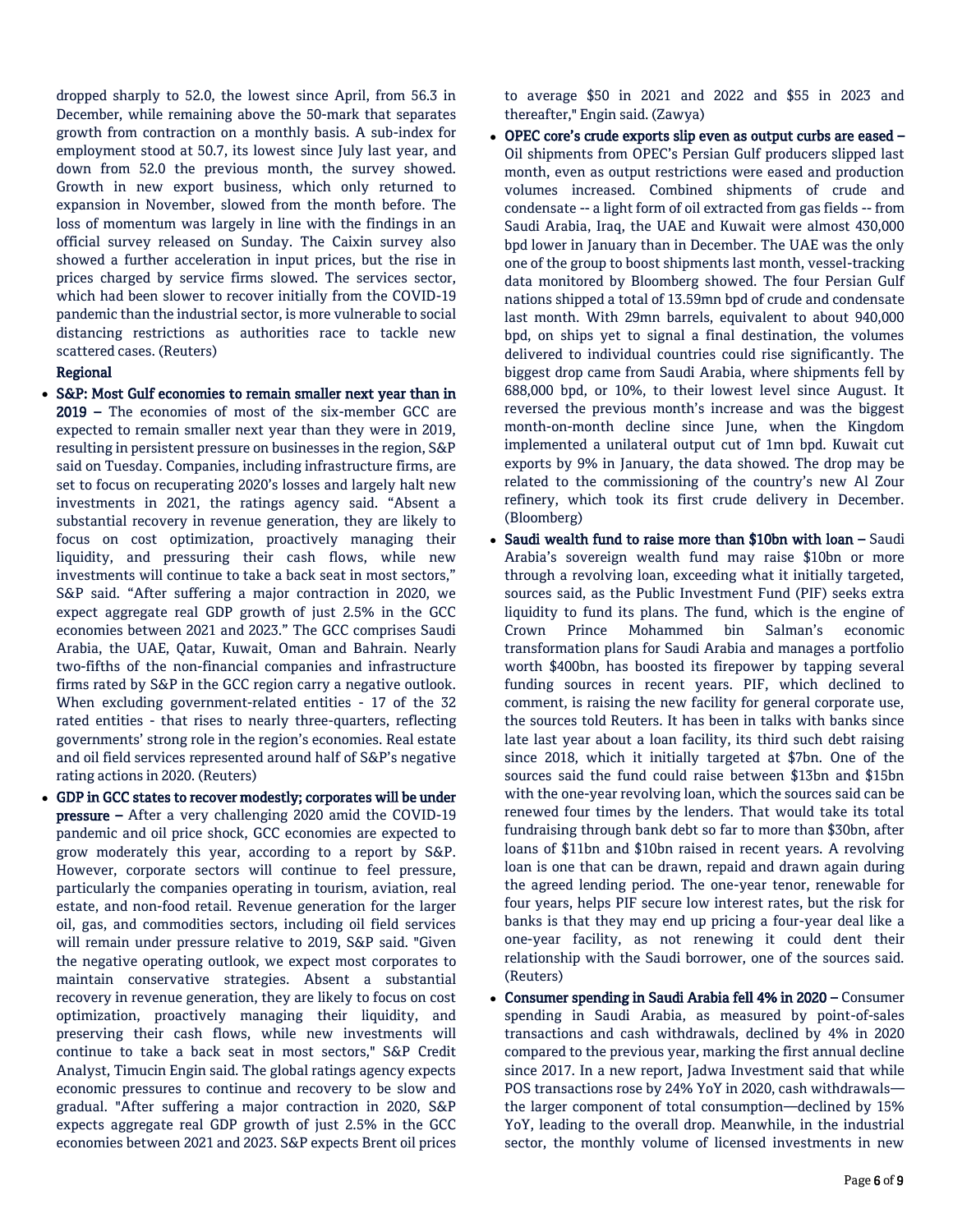dropped sharply to 52.0, the lowest since April, from 56.3 in December, while remaining above the 50-mark that separates growth from contraction on a monthly basis. A sub-index for employment stood at 50.7, its lowest since July last year, and down from 52.0 the previous month, the survey showed. Growth in new export business, which only returned to expansion in November, slowed from the month before. The loss of momentum was largely in line with the findings in an official survey released on Sunday. The Caixin survey also showed a further acceleration in input prices, but the rise in prices charged by service firms slowed. The services sector, which had been slower to recover initially from the COVID-19 pandemic than the industrial sector, is more vulnerable to social distancing restrictions as authorities race to tackle new scattered cases. (Reuters)

**Regional**

- **S&P: Most Gulf economies to remain smaller next year than in 2019 –** The economies of most of the six-member GCC are expected to remain smaller next year than they were in 2019, resulting in persistent pressure on businesses in the region, S&P said on Tuesday. Companies, including infrastructure firms, are set to focus on recuperating 2020's losses and largely halt new investments in 2021, the ratings agency said. "Absent a substantial recovery in revenue generation, they are likely to focus on cost optimization, proactively managing their liquidity, and pressuring their cash flows, while new investments will continue to take a back seat in most sectors," S&P said. "After suffering a major contraction in 2020, we expect aggregate real GDP growth of just 2.5% in the GCC economies between 2021 and 2023." The GCC comprises Saudi Arabia, the UAE, Qatar, Kuwait, Oman and Bahrain. Nearly two-fifths of the non-financial companies and infrastructure firms rated by S&P in the GCC region carry a negative outlook. When excluding government-related entities - 17 of the 32 rated entities - that rises to nearly three-quarters, reflecting governments' strong role in the region's economies. Real estate and oil field services represented around half of S&P's negative rating actions in 2020. (Reuters)
- **GDP in GCC states to recover modestly; corporates will be under pressure –** After a very challenging 2020 amid the COVID-19 pandemic and oil price shock, GCC economies are expected to grow moderately this year, according to a report by S&P. However, corporate sectors will continue to feel pressure, particularly the companies operating in tourism, aviation, real estate, and non-food retail. Revenue generation for the larger oil, gas, and commodities sectors, including oil field services will remain under pressure relative to 2019, S&P said. "Given the negative operating outlook, we expect most corporates to maintain conservative strategies. Absent a substantial recovery in revenue generation, they are likely to focus on cost optimization, proactively managing their liquidity, and preserving their cash flows, while new investments will continue to take a back seat in most sectors," S&P Credit Analyst, Timucin Engin said. The global ratings agency expects economic pressures to continue and recovery to be slow and gradual. "After suffering a major contraction in 2020, S&P expects aggregate real GDP growth of just 2.5% in the GCC economies between 2021 and 2023. S&P expects Brent oil prices to average $50 in 2021 and 2022 and $55 in 2023 and thereafter," Engin said. (Zawya)
- **OPEC core's crude exports slip even as output curbs are eased –** Oil shipments from OPEC's Persian Gulf producers slipped last month, even as output restrictions were eased and production volumes increased. Combined shipments of crude and condensate -- a light form of oil extracted from gas fields -- from Saudi Arabia, Iraq, the UAE and Kuwait were almost 430,000 bpd lower in January than in December. The UAE was the only one of the group to boost shipments last month, vessel-tracking data monitored by Bloomberg showed. The four Persian Gulf nations shipped a total of 13.59mn bpd of crude and condensate last month. With 29mn barrels, equivalent to about 940,000 bpd, on ships yet to signal a final destination, the volumes delivered to individual countries could rise significantly. The biggest drop came from Saudi Arabia, where shipments fell by 688,000 bpd, or 10%, to their lowest level since August. It reversed the previous month's increase and was the biggest month-on-month decline since June, when the Kingdom implemented a unilateral output cut of 1mn bpd. Kuwait cut exports by 9% in January, the data showed. The drop may be related to the commissioning of the country's new Al Zour refinery, which took its first crude delivery in December. (Bloomberg)
- **Saudi wealth fund to raise more than $10bn with loan –** Saudi Arabia's sovereign wealth fund may raise $10bn or more through a revolving loan, exceeding what it initially targeted, sources said, as the Public Investment Fund (PIF) seeks extra liquidity to fund its plans. The fund, which is the engine of Crown Prince Mohammed bin Salman's economic transformation plans for Saudi Arabia and manages a portfolio worth $400bn, has boosted its firepower by tapping several funding sources in recent years. PIF, which declined to comment, is raising the new facility for general corporate use, the sources told Reuters. It has been in talks with banks since late last year about a loan facility, its third such debt raising since 2018, which it initially targeted at $7bn. One of the sources said the fund could raise between $13bn and $15bn with the one-year revolving loan, which the sources said can be renewed four times by the lenders. That would take its total fundraising through bank debt so far to more than $30bn, after loans of $11bn and $10bn raised in recent years. A revolving loan is one that can be drawn, repaid and drawn again during the agreed lending period. The one-year tenor, renewable for four years, helps PIF secure low interest rates, but the risk for banks is that they may end up pricing a four-year deal like a one-year facility, as not renewing it could dent their relationship with the Saudi borrower, one of the sources said. (Reuters)
- **Consumer spending in Saudi Arabia fell 4% in 2020 –** Consumer spending in Saudi Arabia, as measured by point-of-sales transactions and cash withdrawals, declined by 4% in 2020 compared to the previous year, marking the first annual decline since 2017. In a new report, Jadwa Investment said that while POS transactions rose by 24% YoY in 2020, cash withdrawals—the larger component of total consumption—declined by 15% YoY, leading to the overall drop. Meanwhile, in the industrial sector, the monthly volume of licensed investments in new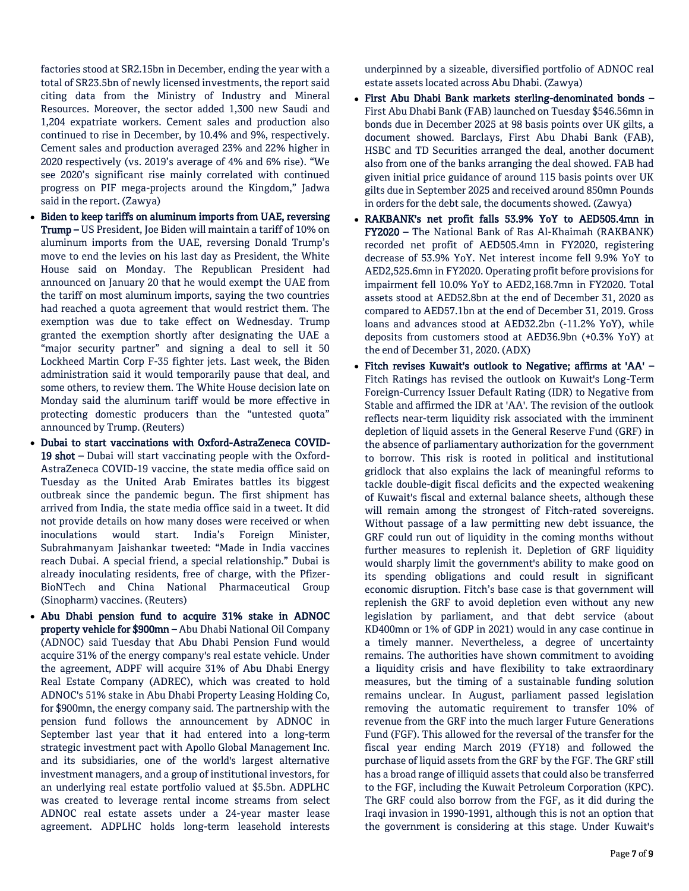factories stood at SR2.15bn in December, ending the year with a total of SR23.5bn of newly licensed investments, the report said citing data from the Ministry of Industry and Mineral Resources. Moreover, the sector added 1,300 new Saudi and 1,204 expatriate workers. Cement sales and production also continued to rise in December, by 10.4% and 9%, respectively. Cement sales and production averaged 23% and 22% higher in 2020 respectively (vs. 2019's average of 4% and 6% rise). "We see 2020's significant rise mainly correlated with continued progress on PIF mega-projects around the Kingdom," Jadwa said in the report. (Zawya)

- **Biden to keep tariffs on aluminum imports from UAE, reversing Trump –** US President, Joe Biden will maintain a tariff of 10% on aluminum imports from the UAE, reversing Donald Trump's move to end the levies on his last day as President, the White House said on Monday. The Republican President had announced on January 20 that he would exempt the UAE from the tariff on most aluminum imports, saying the two countries had reached a quota agreement that would restrict them. The exemption was due to take effect on Wednesday. Trump granted the exemption shortly after designating the UAE a "major security partner" and signing a deal to sell it 50 Lockheed Martin Corp F-35 fighter jets. Last week, the Biden administration said it would temporarily pause that deal, and some others, to review them. The White House decision late on Monday said the aluminum tariff would be more effective in protecting domestic producers than the "untested quota" announced by Trump. (Reuters)
- **Dubai to start vaccinations with Oxford-AstraZeneca COVID-19 shot –** Dubai will start vaccinating people with the Oxford-AstraZeneca COVID-19 vaccine, the state media office said on Tuesday as the United Arab Emirates battles its biggest outbreak since the pandemic begun. The first shipment has arrived from India, the state media office said in a tweet. It did not provide details on how many doses were received or when inoculations would start. India's Foreign Minister, Subrahmanyam Jaishankar tweeted: "Made in India vaccines reach Dubai. A special friend, a special relationship." Dubai is already inoculating residents, free of charge, with the Pfizer-BioNTech and China National Pharmaceutical Group (Sinopharm) vaccines. (Reuters)
- **Abu Dhabi pension fund to acquire 31% stake in ADNOC property vehicle for $900mn –** Abu Dhabi National Oil Company (ADNOC) said Tuesday that Abu Dhabi Pension Fund would acquire 31% of the energy company's real estate vehicle. Under the agreement, ADPF will acquire 31% of Abu Dhabi Energy Real Estate Company (ADREC), which was created to hold ADNOC's 51% stake in Abu Dhabi Property Leasing Holding Co, for $900mn, the energy company said. The partnership with the pension fund follows the announcement by ADNOC in September last year that it had entered into a long-term strategic investment pact with Apollo Global Management Inc. and its subsidiaries, one of the world's largest alternative investment managers, and a group of institutional investors, for an underlying real estate portfolio valued at $5.5bn. ADPLHC was created to leverage rental income streams from select ADNOC real estate assets under a 24-year master lease agreement. ADPLHC holds long-term leasehold interests underpinned by a sizeable, diversified portfolio of ADNOC real estate assets located across Abu Dhabi. (Zawya)
- **First Abu Dhabi Bank markets sterling-denominated bonds –** First Abu Dhabi Bank (FAB) launched on Tuesday $546.56mn in bonds due in December 2025 at 98 basis points over UK gilts, a document showed. Barclays, First Abu Dhabi Bank (FAB), HSBC and TD Securities arranged the deal, another document also from one of the banks arranging the deal showed. FAB had given initial price guidance of around 115 basis points over UK gilts due in September 2025 and received around 850mn Pounds in orders for the debt sale, the documents showed. (Zawya)
- **RAKBANK's net profit falls 53.9% YoY to AED505.4mn in FY2020 –** The National Bank of Ras Al-Khaimah (RAKBANK) recorded net profit of AED505.4mn in FY2020, registering decrease of 53.9% YoY. Net interest income fell 9.9% YoY to AED2,525.6mn in FY2020. Operating profit before provisions for impairment fell 10.0% YoY to AED2,168.7mn in FY2020. Total assets stood at AED52.8bn at the end of December 31, 2020 as compared to AED57.1bn at the end of December 31, 2019. Gross loans and advances stood at AED32.2bn (-11.2% YoY), while deposits from customers stood at AED36.9bn (+0.3% YoY) at the end of December 31, 2020. (ADX)
- **Fitch revises Kuwait's outlook to Negative; affirms at 'AA' –** Fitch Ratings has revised the outlook on Kuwait's Long-Term Foreign-Currency Issuer Default Rating (IDR) to Negative from Stable and affirmed the IDR at 'AA'. The revision of the outlook reflects near-term liquidity risk associated with the imminent depletion of liquid assets in the General Reserve Fund (GRF) in the absence of parliamentary authorization for the government to borrow. This risk is rooted in political and institutional gridlock that also explains the lack of meaningful reforms to tackle double-digit fiscal deficits and the expected weakening of Kuwait's fiscal and external balance sheets, although these will remain among the strongest of Fitch-rated sovereigns. Without passage of a law permitting new debt issuance, the GRF could run out of liquidity in the coming months without further measures to replenish it. Depletion of GRF liquidity would sharply limit the government's ability to make good on its spending obligations and could result in significant economic disruption. Fitch's base case is that government will replenish the GRF to avoid depletion even without any new legislation by parliament, and that debt service (about KD400mn or 1% of GDP in 2021) would in any case continue in a timely manner. Nevertheless, a degree of uncertainty remains. The authorities have shown commitment to avoiding a liquidity crisis and have flexibility to take extraordinary measures, but the timing of a sustainable funding solution remains unclear. In August, parliament passed legislation removing the automatic requirement to transfer 10% of revenue from the GRF into the much larger Future Generations Fund (FGF). This allowed for the reversal of the transfer for the fiscal year ending March 2019 (FY18) and followed the purchase of liquid assets from the GRF by the FGF. The GRF still has a broad range of illiquid assets that could also be transferred to the FGF, including the Kuwait Petroleum Corporation (KPC). The GRF could also borrow from the FGF, as it did during the Iraqi invasion in 1990-1991, although this is not an option that the government is considering at this stage. Under Kuwait's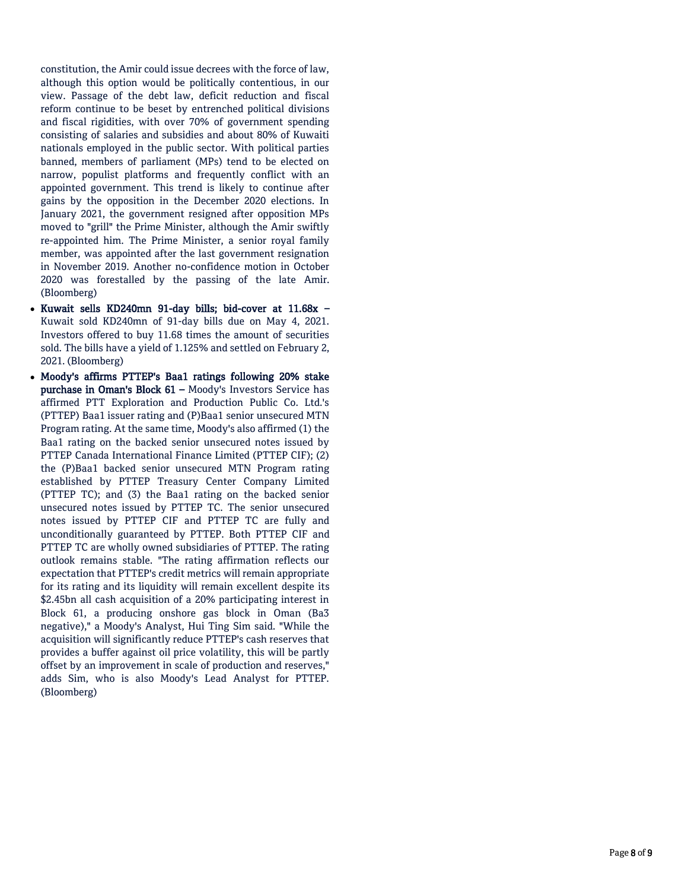constitution, the Amir could issue decrees with the force of law, although this option would be politically contentious, in our view. Passage of the debt law, deficit reduction and fiscal reform continue to be beset by entrenched political divisions and fiscal rigidities, with over 70% of government spending consisting of salaries and subsidies and about 80% of Kuwaiti nationals employed in the public sector. With political parties banned, members of parliament (MPs) tend to be elected on narrow, populist platforms and frequently conflict with an appointed government. This trend is likely to continue after gains by the opposition in the December 2020 elections. In January 2021, the government resigned after opposition MPs moved to "grill" the Prime Minister, although the Amir swiftly re-appointed him. The Prime Minister, a senior royal family member, was appointed after the last government resignation in November 2019. Another no-confidence motion in October 2020 was forestalled by the passing of the late Amir. (Bloomberg)

- **Kuwait sells KD240mn 91-day bills; bid-cover at 11.68x –** Kuwait sold KD240mn of 91-day bills due on May 4, 2021. Investors offered to buy 11.68 times the amount of securities sold. The bills have a yield of 1.125% and settled on February 2, 2021. (Bloomberg)
- **Moody's affirms PTTEP's Baa1 ratings following 20% stake purchase in Oman's Block 61 –** Moody's Investors Service has affirmed PTT Exploration and Production Public Co. Ltd.'s (PTTEP) Baa1 issuer rating and (P)Baa1 senior unsecured MTN Program rating. At the same time, Moody's also affirmed (1) the Baa1 rating on the backed senior unsecured notes issued by PTTEP Canada International Finance Limited (PTTEP CIF); (2) the (P)Baa1 backed senior unsecured MTN Program rating established by PTTEP Treasury Center Company Limited (PTTEP TC); and (3) the Baa1 rating on the backed senior unsecured notes issued by PTTEP TC. The senior unsecured notes issued by PTTEP CIF and PTTEP TC are fully and unconditionally guaranteed by PTTEP. Both PTTEP CIF and PTTEP TC are wholly owned subsidiaries of PTTEP. The rating outlook remains stable. "The rating affirmation reflects our expectation that PTTEP's credit metrics will remain appropriate for its rating and its liquidity will remain excellent despite its $2.45bn all cash acquisition of a 20% participating interest in Block 61, a producing onshore gas block in Oman (Ba3 negative)," a Moody's Analyst, Hui Ting Sim said. "While the acquisition will significantly reduce PTTEP's cash reserves that provides a buffer against oil price volatility, this will be partly offset by an improvement in scale of production and reserves," adds Sim, who is also Moody's Lead Analyst for PTTEP. (Bloomberg)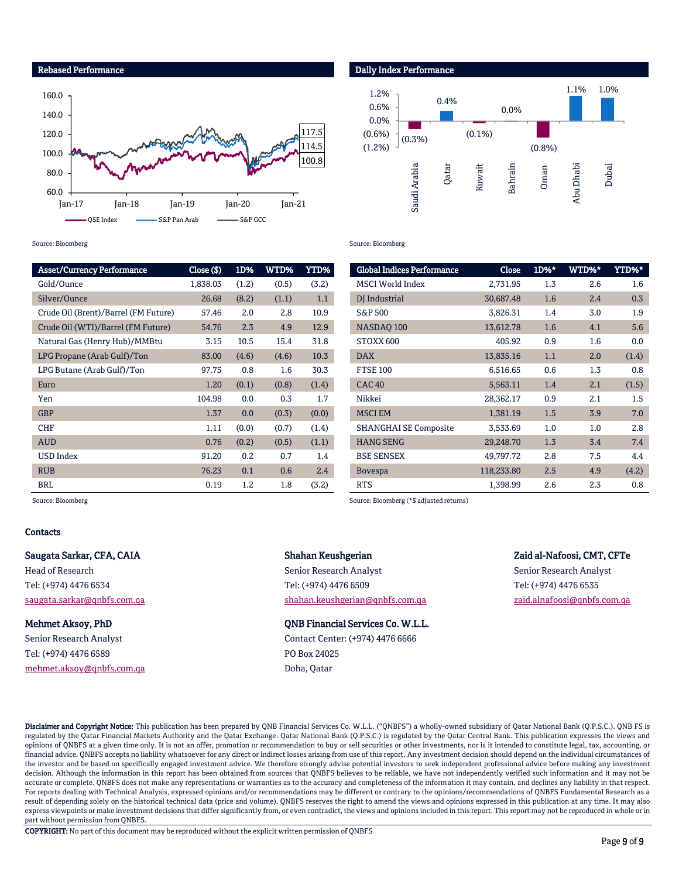## Rebased Performance

160.0
140.0
120.0
100.0
80.0
60.0

Jan-17 Jan-18 Jan-19 Jan-20 Jan-21

117.5
114.5
100.8

QSE Index S&P Pan Arab S&P GCC

Source: Bloomberg

## Daily Index Performance

1.2%
0.6%
0.0%
(0.6%)
(1.2%)

(0.3%) 0.4% (0.1%) 0.0% (0.8%) 1.1% 1.0%

Saudi Arabia Qatar Kuwait Bahrain Oman Abu Dhabi Dubai

Source: Bloomberg

| Asset/Currency Performance | Close ($) | 1D% | WTD% | YTD% |
|---|---|---|---|---|
| Gold/Ounce | 1,838.03 | (1.2) | (0.5) | (3.2) |
| Silver/Ounce | 26.68 | (8.2) | (1.1) | 1.1 |
| Crude Oil (Brent)/Barrel (FM Future) | 57.46 | 2.0 | 2.8 | 10.9 |
| Crude Oil (WTI)/Barrel (FM Future) | 54.76 | 2.3 | 4.9 | 12.9 |
| Natural Gas (Henry Hub)/MMBtu | 3.15 | 10.5 | 15.4 | 31.8 |
| LPG Propane (Arab Gulf)/Ton | 83.00 | (4.6) | (4.6) | 10.3 |
| LPG Butane (Arab Gulf)/Ton | 97.75 | 0.8 | 1.6 | 30.3 |
| Euro | 1.20 | (0.1) | (0.8) | (1.4) |
| Yen | 104.98 | 0.0 | 0.3 | 1.7 |
| GBP | 1.37 | 0.0 | (0.3) | (0.0) |
| CHF | 1.11 | (0.0) | (0.7) | (1.4) |
| AUD | 0.76 | (0.2) | (0.5) | (1.1) |
| USD Index | 91.20 | 0.2 | 0.7 | 1.4 |
| RUB | 76.23 | 0.1 | 0.6 | 2.4 |
| BRL | 0.19 | 1.2 | 1.8 | (3.2) |

Source: Bloomberg

| Global Indices Performance | Close | 1D%* | WTD%* | YTD%* |
|---|---|---|---|---|
| MSCI World Index | 2,731.95 | 1.3 | 2.6 | 1.6 |
| DJ Industrial | 30,687.48 | 1.6 | 2.4 | 0.3 |
| S&P 500 | 3,826.31 | 1.4 | 3.0 | 1.9 |
| NASDAQ 100 | 13,612.78 | 1.6 | 4.1 | 5.6 |
| STOXX 600 | 405.92 | 0.9 | 1.6 | 0.0 |
| DAX | 13,835.16 | 1.1 | 2.0 | (1.4) |
| FTSE 100 | 6,516.65 | 0.6 | 1.3 | 0.8 |
| CAC 40 | 5,563.11 | 1.4 | 2.1 | (1.5) |
| Nikkei | 28,362.17 | 0.9 | 2.1 | 1.5 |
| MSCI EM | 1,381.19 | 1.5 | 3.9 | 7.0 |
| SHANGHAI SE Composite | 3,533.69 | 1.0 | 1.0 | 2.8 |
| HANG SENG | 29,248.70 | 1.3 | 3.4 | 7.4 |
| BSE SENSEX | 49,797.72 | 2.8 | 7.5 | 4.4 |
| Bovespa | 118,233.80 | 2.5 | 4.9 | (4.2) |
| RTS | 1,398.99 | 2.6 | 2.3 | 0.8 |

Source: Bloomberg (*$ adjusted returns)

## Contacts

**Saugata Sarkar, CFA, CAIA**
Head of Research
Tel: (+974) 4476 6534
saugata.sarkar@qnbfs.com.qa

**Shahan Keushgerian**
Senior Research Analyst
Tel: (+974) 4476 6509
shahan.keushgerian@qnbfs.com.qa

**Zaid al-Nafoosi, CMT, CFTe**
Senior Research Analyst
Tel: (+974) 4476 6535
zaid.alnafoosi@qnbfs.com.qa

**Mehmet Aksoy, PhD**
Senior Research Analyst
Tel: (+974) 4476 6589
mehmet.aksoy@qnbfs.com.qa

**QNB Financial Services Co. W.L.L.**
Contact Center: (+974) 4476 6666
PO Box 24025
Doha, Qatar

**Disclaimer and Copyright Notice:** This publication has been prepared by QNB Financial Services Co. W.L.L. ("QNBFS") a wholly-owned subsidiary of Qatar National Bank (Q.P.S.C.). QNB FS is regulated by the Qatar Financial Markets Authority and the Qatar Exchange. Qatar National Bank (Q.P.S.C.) is regulated by the Qatar Central Bank. This publication expresses the views and opinions of QNBFS at a given time only. It is not an offer, promotion or recommendation to buy or sell securities or other investments, nor is it intended to constitute legal, tax, accounting, or financial advice. QNBFS accepts no liability whatsoever for any direct or indirect losses arising from use of this report. Any investment decision should depend on the individual circumstances of the investor and be based on specifically engaged investment advice. We therefore strongly advise potential investors to seek independent professional advice before making any investment decision. Although the information in this report has been obtained from sources that QNBFS believes to be reliable, we have not independently verified such information and it may not be accurate or complete. QNBFS does not make any representations or warranties as to the accuracy and completeness of the information it may contain, and declines any liability in that respect. For reports dealing with Technical Analysis, expressed opinions and/or recommendations may be different or contrary to the opinions/recommendations of QNBFS Fundamental Research as a result of depending solely on the historical technical data (price and volume). QNBFS reserves the right to amend the views and opinions expressed in this publication at any time. It may also express viewpoints or make investment decisions that differ significantly from, or even contradict, the views and opinions included in this report. This report may not be reproduced in whole or in part without permission from QNBFS.

**COPYRIGHT:** No part of this document may be reproduced without the explicit written permission of QNBFS